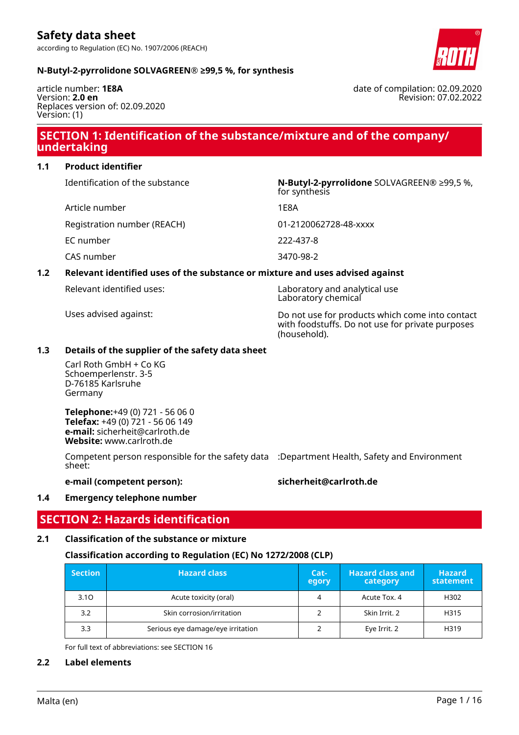# Safety data sheet

according to Regulation (EC) No. 1907/2006 (REACH)

**N-Butyl-2-pyrrolidone SOLVAGREEN® ≥99,5 %, for synthesis**

article number: **1E8A**
Version: **2.0 en**
Replaces version of: 02.09.2020
Version: (1)

date of compilation: 02.09.2020
Revision: 07.02.2022

## SECTION 1: Identification of the substance/mixture and of the company/undertaking

### 1.1 Product identifier

| | |
|---|---|
| Identification of the substance | **N-Butyl-2-pyrrolidone** SOLVAGREEN® ≥99,5 %, for synthesis |
| Article number | 1E8A |
| Registration number (REACH) | 01-2120062728-48-xxxx |
| EC number | 222-437-8 |
| CAS number | 3470-98-2 |

### 1.2 Relevant identified uses of the substance or mixture and uses advised against

| | |
|---|---|
| Relevant identified uses: | Laboratory and analytical use<br>Laboratory chemical |
| Uses advised against: | Do not use for products which come into contact with foodstuffs. Do not use for private purposes (household). |

### 1.3 Details of the supplier of the safety data sheet

Carl Roth GmbH + Co KG
Schoemperlenstr. 3-5
D-76185 Karlsruhe
Germany

**Telephone:**+49 (0) 721 - 56 06 0
**Telefax:** +49 (0) 721 - 56 06 149
**e-mail:** sicherheit@carlroth.de
**Website:** www.carlroth.de

Competent person responsible for the safety data sheet: :Department Health, Safety and Environment

**e-mail (competent person):** **sicherheit@carlroth.de**

### 1.4 Emergency telephone number

## SECTION 2: Hazards identification

### 2.1 Classification of the substance or mixture

**Classification according to Regulation (EC) No 1272/2008 (CLP)**

| Section | Hazard class | Category | Hazard class and category | Hazard statement |
|---|---|---|---|---|
| 3.1O | Acute toxicity (oral) | 4 | Acute Tox. 4 | H302 |
| 3.2 | Skin corrosion/irritation | 2 | Skin Irrit. 2 | H315 |
| 3.3 | Serious eye damage/eye irritation | 2 | Eye Irrit. 2 | H319 |

For full text of abbreviations: see SECTION 16

### 2.2 Label elements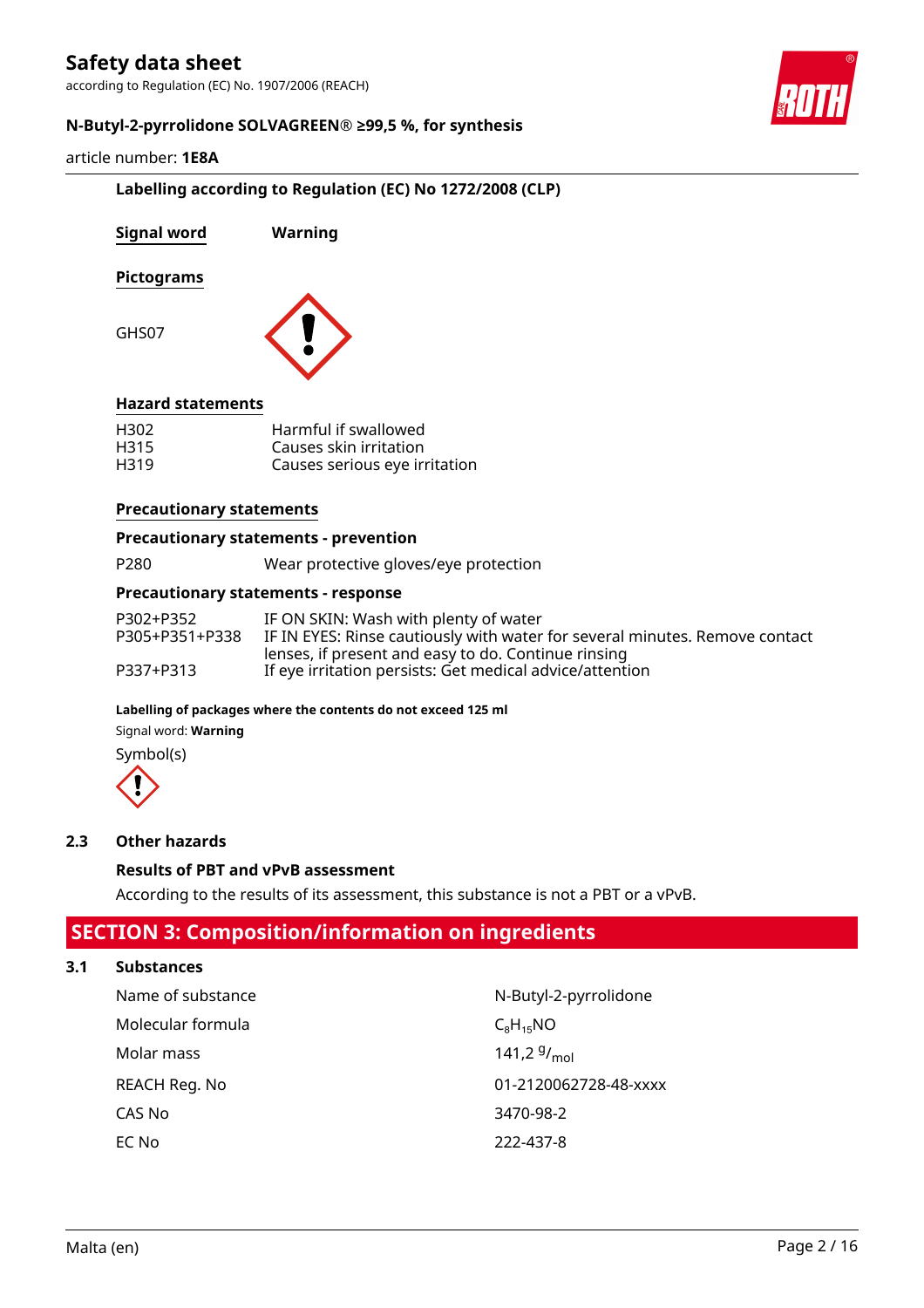### Labelling according to Regulation (EC) No 1272/2008 (CLP)

**Signal word** **Warning**

**Pictograms**

GHS07

**Hazard statements**

| | |
|---|---|
| H302 | Harmful if swallowed |
| H315 | Causes skin irritation |
| H319 | Causes serious eye irritation |

**Precautionary statements**

**Precautionary statements - prevention**

| | |
|---|---|
| P280 | Wear protective gloves/eye protection |

**Precautionary statements - response**

| | |
|---|---|
| P302+P352 | IF ON SKIN: Wash with plenty of water |
| P305+P351+P338 | IF IN EYES: Rinse cautiously with water for several minutes. Remove contact lenses, if present and easy to do. Continue rinsing |
| P337+P313 | If eye irritation persists: Get medical advice/attention |

**Labelling of packages where the contents do not exceed 125 ml**

Signal word: **Warning**

Symbol(s)

## 2.3 Other hazards

**Results of PBT and vPvB assessment**

According to the results of its assessment, this substance is not a PBT or a vPvB.

# SECTION 3: Composition/information on ingredients

## 3.1 Substances

| | |
|---|---|
| Name of substance | N-Butyl-2-pyrrolidone |
| Molecular formula | $C_8H_{15}NO$ |
| Molar mass | 141,2 $^g/_{mol}$ |
| REACH Reg. No | 01-2120062728-48-xxxx |
| CAS No | 3470-98-2 |
| EC No | 222-437-8 |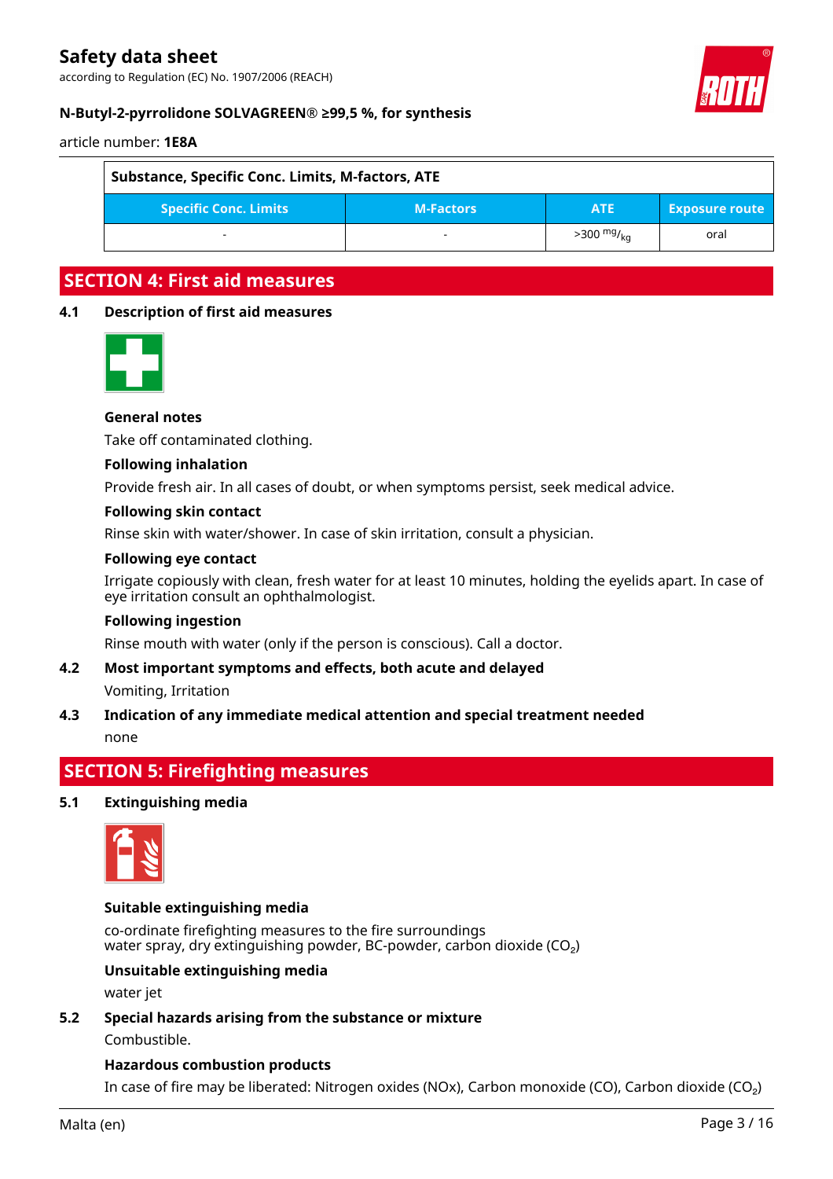| Substance, Specific Conc. Limits, M-factors, ATE | | | |
|---|---|---|---|
| Specific Conc. Limits | M-Factors | ATE | Exposure route |
| - | - | >300 $^{mg}/_{kg}$ | oral |

## SECTION 4: First aid measures

### 4.1 Description of first aid measures

**General notes**

Take off contaminated clothing.

**Following inhalation**

Provide fresh air. In all cases of doubt, or when symptoms persist, seek medical advice.

**Following skin contact**

Rinse skin with water/shower. In case of skin irritation, consult a physician.

**Following eye contact**

Irrigate copiously with clean, fresh water for at least 10 minutes, holding the eyelids apart. In case of eye irritation consult an ophthalmologist.

**Following ingestion**

Rinse mouth with water (only if the person is conscious). Call a doctor.

### 4.2 Most important symptoms and effects, both acute and delayed

Vomiting, Irritation

### 4.3 Indication of any immediate medical attention and special treatment needed

none

## SECTION 5: Firefighting measures

### 5.1 Extinguishing media

**Suitable extinguishing media**

co-ordinate firefighting measures to the fire surroundings
water spray, dry extinguishing powder, BC-powder, carbon dioxide ($CO_2$)

**Unsuitable extinguishing media**

water jet

### 5.2 Special hazards arising from the substance or mixture

Combustible.

**Hazardous combustion products**

In case of fire may be liberated: Nitrogen oxides (NOx), Carbon monoxide (CO), Carbon dioxide ($CO_2$)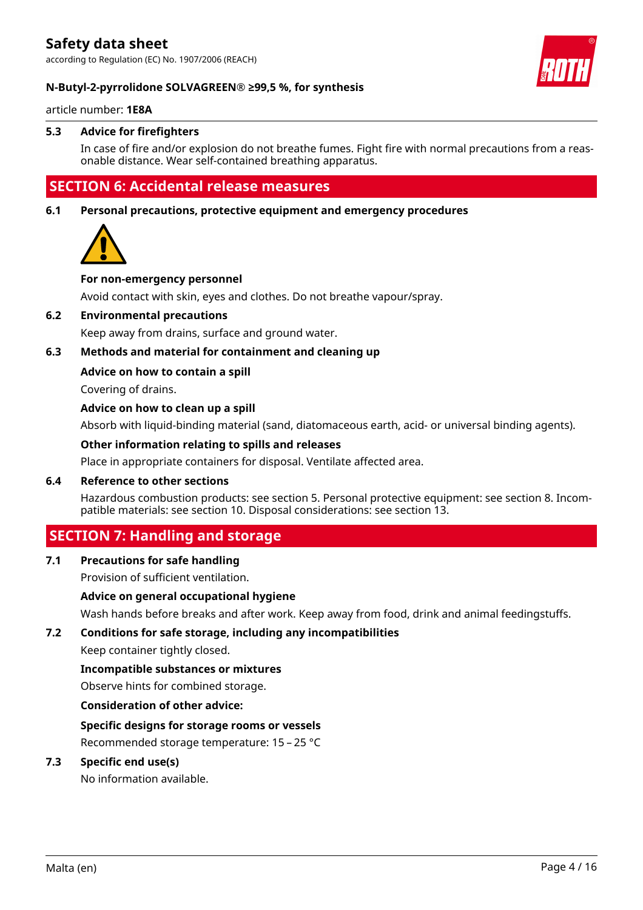### 5.3 Advice for firefighters

In case of fire and/or explosion do not breathe fumes. Fight fire with normal precautions from a reasonable distance. Wear self-contained breathing apparatus.

## SECTION 6: Accidental release measures

### 6.1 Personal precautions, protective equipment and emergency procedures

**For non-emergency personnel**

Avoid contact with skin, eyes and clothes. Do not breathe vapour/spray.

### 6.2 Environmental precautions

Keep away from drains, surface and ground water.

### 6.3 Methods and material for containment and cleaning up

**Advice on how to contain a spill**

Covering of drains.

**Advice on how to clean up a spill**

Absorb with liquid-binding material (sand, diatomaceous earth, acid- or universal binding agents).

**Other information relating to spills and releases**

Place in appropriate containers for disposal. Ventilate affected area.

### 6.4 Reference to other sections

Hazardous combustion products: see section 5. Personal protective equipment: see section 8. Incompatible materials: see section 10. Disposal considerations: see section 13.

## SECTION 7: Handling and storage

### 7.1 Precautions for safe handling

Provision of sufficient ventilation.

**Advice on general occupational hygiene**

Wash hands before breaks and after work. Keep away from food, drink and animal feedingstuffs.

### 7.2 Conditions for safe storage, including any incompatibilities

Keep container tightly closed.

**Incompatible substances or mixtures**

Observe hints for combined storage.

**Consideration of other advice:**

**Specific designs for storage rooms or vessels**

Recommended storage temperature: 15 – 25 °C

### 7.3 Specific end use(s)

No information available.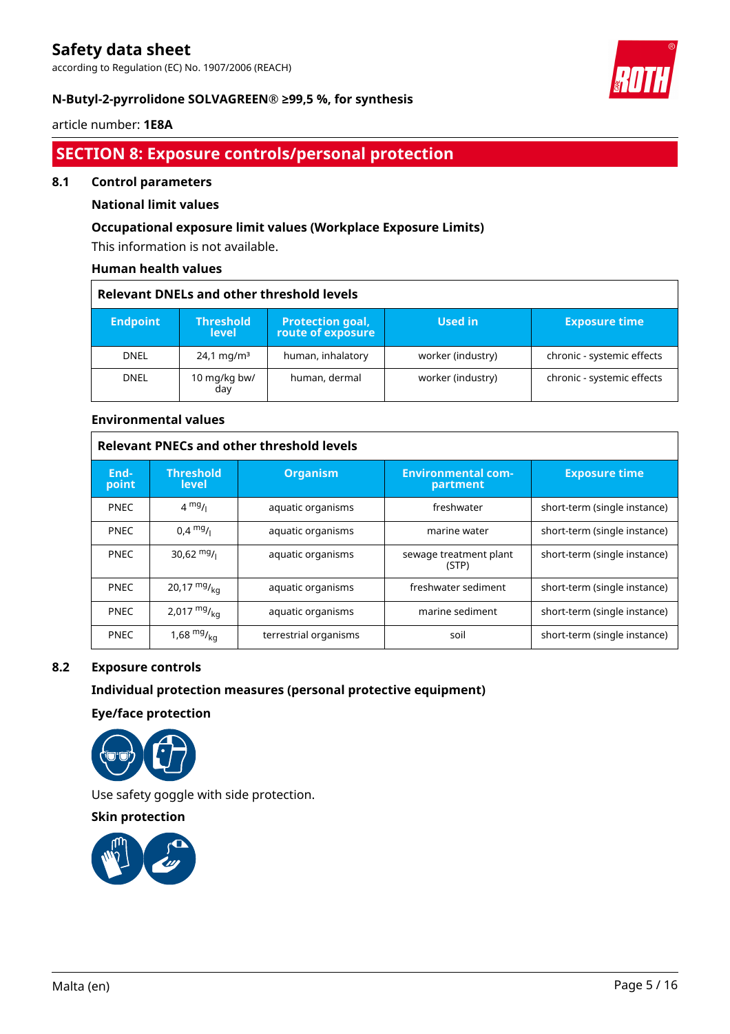## SECTION 8: Exposure controls/personal protection

### 8.1 Control parameters

#### National limit values

#### Occupational exposure limit values (Workplace Exposure Limits)

This information is not available.

#### Human health values

| Relevant DNELs and other threshold levels | | | | |
|---|---|---|---|---|
| **Endpoint** | **Threshold level** | **Protection goal, route of exposure** | **Used in** | **Exposure time** |
| DNEL | 24,1 mg/m³ | human, inhalatory | worker (industry) | chronic - systemic effects |
| DNEL | 10 mg/kg bw/day | human, dermal | worker (industry) | chronic - systemic effects |

#### Environmental values

| Relevant PNECs and other threshold levels | | | | |
|---|---|---|---|---|
| **End-point** | **Threshold level** | **Organism** | **Environmental com-partment** | **Exposure time** |
| PNEC | 4 $^{mg}/_{l}$ | aquatic organisms | freshwater | short-term (single instance) |
| PNEC | 0,4 $^{mg}/_{l}$ | aquatic organisms | marine water | short-term (single instance) |
| PNEC | 30,62 $^{mg}/_{l}$ | aquatic organisms | sewage treatment plant (STP) | short-term (single instance) |
| PNEC | 20,17 $^{mg}/_{kg}$ | aquatic organisms | freshwater sediment | short-term (single instance) |
| PNEC | 2,017 $^{mg}/_{kg}$ | aquatic organisms | marine sediment | short-term (single instance) |
| PNEC | 1,68 $^{mg}/_{kg}$ | terrestrial organisms | soil | short-term (single instance) |

### 8.2 Exposure controls

#### Individual protection measures (personal protective equipment)

#### Eye/face protection

Use safety goggle with side protection.

#### Skin protection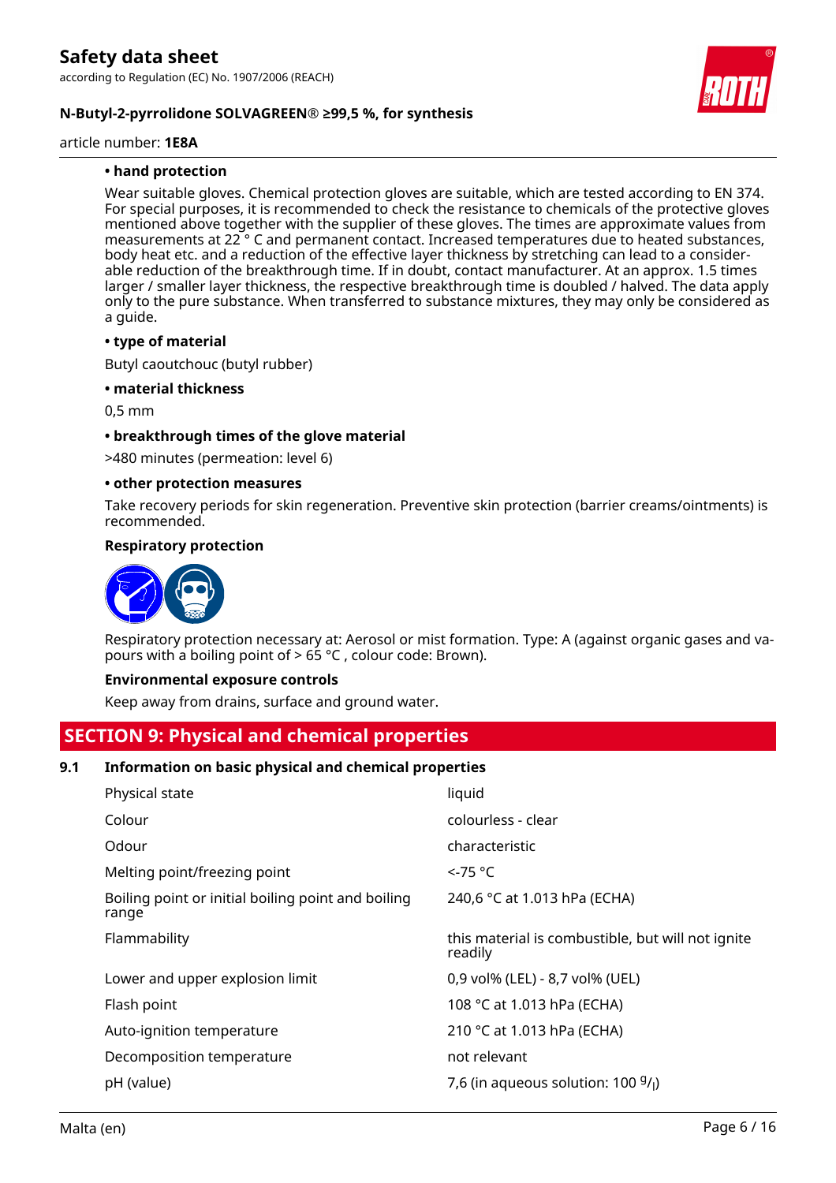**• hand protection**

Wear suitable gloves. Chemical protection gloves are suitable, which are tested according to EN 374. For special purposes, it is recommended to check the resistance to chemicals of the protective gloves mentioned above together with the supplier of these gloves. The times are approximate values from measurements at 22 ° C and permanent contact. Increased temperatures due to heated substances, body heat etc. and a reduction of the effective layer thickness by stretching can lead to a considerable reduction of the breakthrough time. If in doubt, contact manufacturer. At an approx. 1.5 times larger / smaller layer thickness, the respective breakthrough time is doubled / halved. The data apply only to the pure substance. When transferred to substance mixtures, they may only be considered as a guide.

**• type of material**

Butyl caoutchouc (butyl rubber)

**• material thickness**

0,5 mm

**• breakthrough times of the glove material**

>480 minutes (permeation: level 6)

**• other protection measures**

Take recovery periods for skin regeneration. Preventive skin protection (barrier creams/ointments) is recommended.

**Respiratory protection**

Respiratory protection necessary at: Aerosol or mist formation. Type: A (against organic gases and vapours with a boiling point of > 65 °C , colour code: Brown).

**Environmental exposure controls**

Keep away from drains, surface and ground water.

## SECTION 9: Physical and chemical properties

### 9.1 Information on basic physical and chemical properties

| | |
|---|---|
| Physical state | liquid |
| Colour | colourless - clear |
| Odour | characteristic |
| Melting point/freezing point | <-75 °C |
| Boiling point or initial boiling point and boiling range | 240,6 °C at 1.013 hPa (ECHA) |
| Flammability | this material is combustible, but will not ignite readily |
| Lower and upper explosion limit | 0,9 vol% (LEL) - 8,7 vol% (UEL) |
| Flash point | 108 °C at 1.013 hPa (ECHA) |
| Auto-ignition temperature | 210 °C at 1.013 hPa (ECHA) |
| Decomposition temperature | not relevant |
| pH (value) | 7,6 (in aqueous solution: 100 $^{g}/_{l}$) |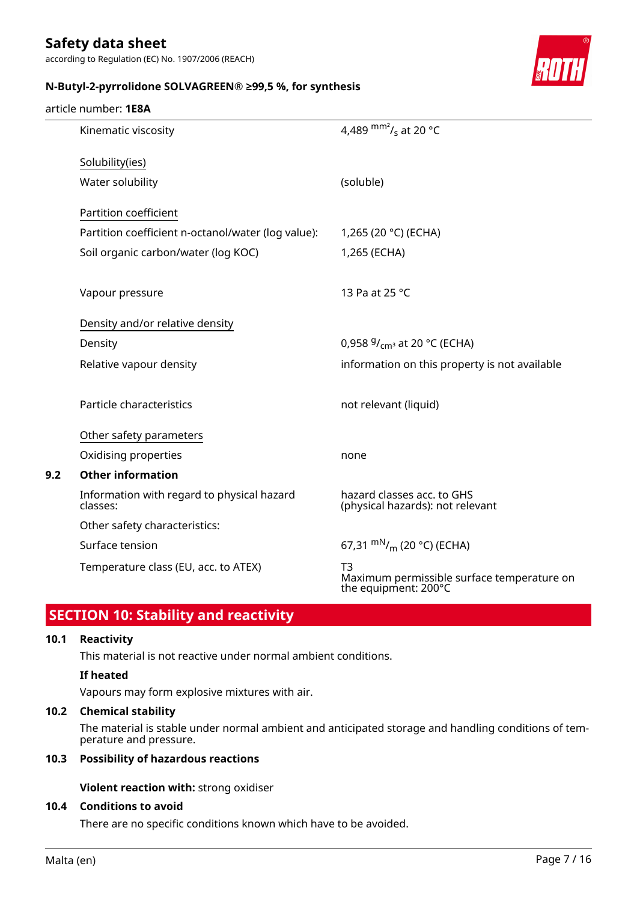| | |
|---|---|
| Kinematic viscosity | 4,489 $^{mm^2}/_s$ at 20 °C |
| Solubility(ies) | |
| Water solubility | (soluble) |
| Partition coefficient | |
| Partition coefficient n-octanol/water (log value): | 1,265 (20 °C) (ECHA) |
| Soil organic carbon/water (log KOC) | 1,265 (ECHA) |
| Vapour pressure | 13 Pa at 25 °C |
| Density and/or relative density | |
| Density | 0,958 $^{g}/_{cm^3}$ at 20 °C (ECHA) |
| Relative vapour density | information on this property is not available |
| Particle characteristics | not relevant (liquid) |
| Other safety parameters | |
| Oxidising properties | none |

**9.2 Other information**

| | |
|---|---|
| Information with regard to physical hazard classes: | hazard classes acc. to GHS (physical hazards): not relevant |
| Other safety characteristics: | |
| Surface tension | 67,31 $^{mN}/_m$ (20 °C) (ECHA) |
| Temperature class (EU, acc. to ATEX) | T3<br>Maximum permissible surface temperature on the equipment: 200°C |

## SECTION 10: Stability and reactivity

**10.1 Reactivity**

This material is not reactive under normal ambient conditions.

**If heated**

Vapours may form explosive mixtures with air.

**10.2 Chemical stability**

The material is stable under normal ambient and anticipated storage and handling conditions of temperature and pressure.

**10.3 Possibility of hazardous reactions**

**Violent reaction with:** strong oxidiser

**10.4 Conditions to avoid**

There are no specific conditions known which have to be avoided.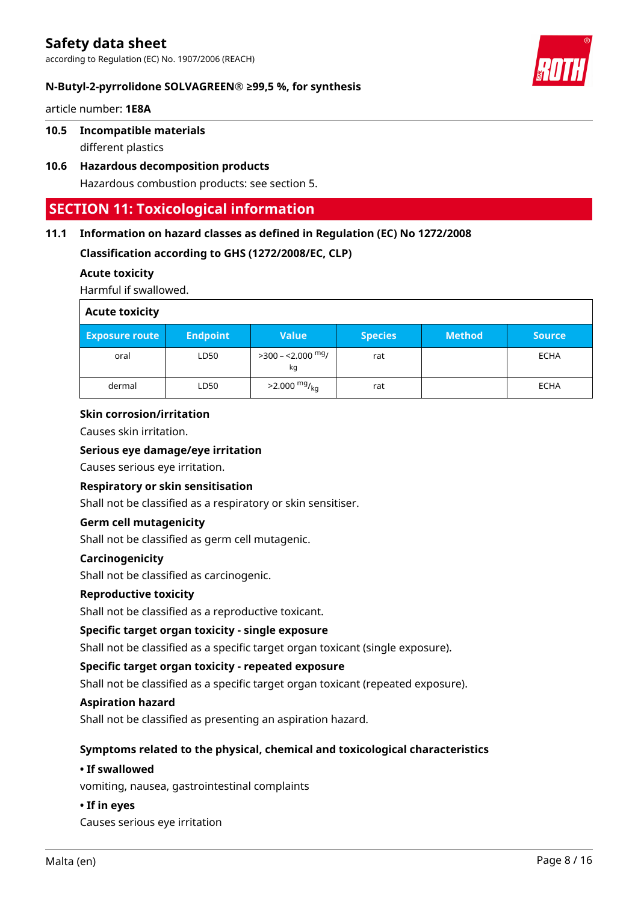### 10.5 Incompatible materials

different plastics

### 10.6 Hazardous decomposition products

Hazardous combustion products: see section 5.

## SECTION 11: Toxicological information

### 11.1 Information on hazard classes as defined in Regulation (EC) No 1272/2008

**Classification according to GHS (1272/2008/EC, CLP)**

**Acute toxicity**

Harmful if swallowed.

**Acute toxicity**

| Exposure route | Endpoint | Value | Species | Method | Source |
|---|---|---|---|---|---|
| oral | LD50 | >300 – <2.000 mg/kg | rat | | ECHA |
| dermal | LD50 | >2.000 mg/kg | rat | | ECHA |

**Skin corrosion/irritation**

Causes skin irritation.

**Serious eye damage/eye irritation**

Causes serious eye irritation.

**Respiratory or skin sensitisation**

Shall not be classified as a respiratory or skin sensitiser.

**Germ cell mutagenicity**

Shall not be classified as germ cell mutagenic.

**Carcinogenicity**

Shall not be classified as carcinogenic.

**Reproductive toxicity**

Shall not be classified as a reproductive toxicant.

**Specific target organ toxicity - single exposure**

Shall not be classified as a specific target organ toxicant (single exposure).

**Specific target organ toxicity - repeated exposure**

Shall not be classified as a specific target organ toxicant (repeated exposure).

**Aspiration hazard**

Shall not be classified as presenting an aspiration hazard.

**Symptoms related to the physical, chemical and toxicological characteristics**

**• If swallowed**

vomiting, nausea, gastrointestinal complaints

**• If in eyes**

Causes serious eye irritation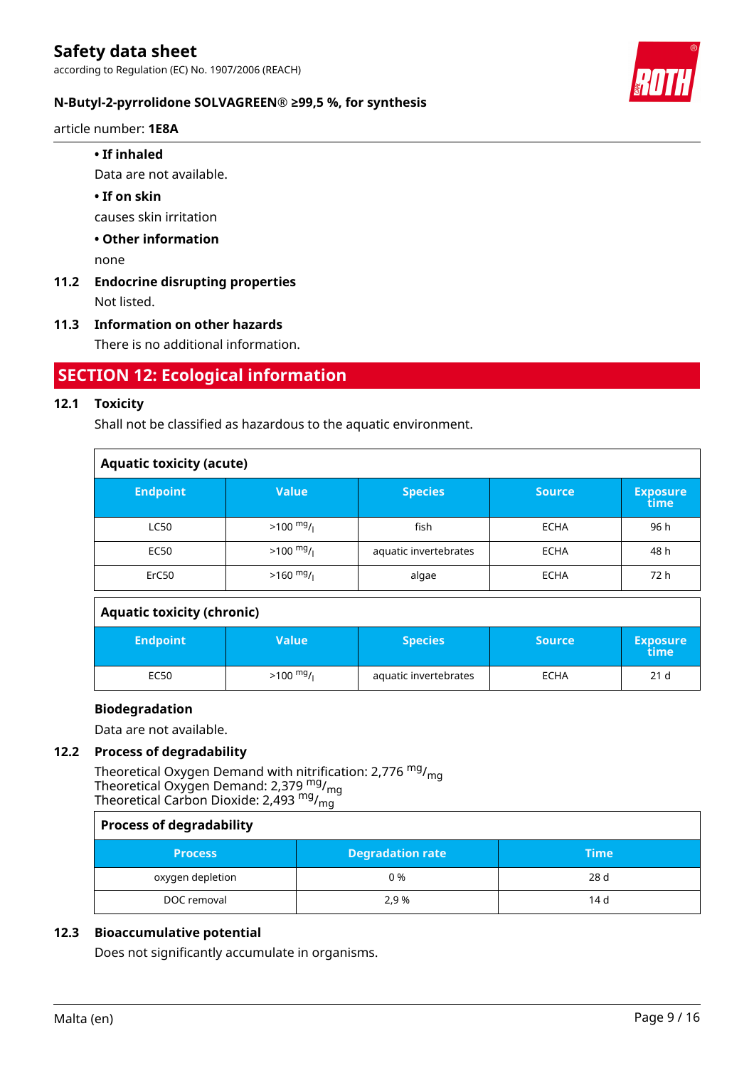**• If inhaled**

Data are not available.

**• If on skin**

causes skin irritation

**• Other information**

none

**11.2 Endocrine disrupting properties**

Not listed.

**11.3 Information on other hazards**

There is no additional information.

## SECTION 12: Ecological information

### 12.1 Toxicity

Shall not be classified as hazardous to the aquatic environment.

**Aquatic toxicity (acute)**

| Endpoint | Value | Species | Source | Exposure time |
|---|---|---|---|---|
| LC50 | >100 $^{mg}/_{l}$ | fish | ECHA | 96 h |
| EC50 | >100 $^{mg}/_{l}$ | aquatic invertebrates | ECHA | 48 h |
| ErC50 | >160 $^{mg}/_{l}$ | algae | ECHA | 72 h |

**Aquatic toxicity (chronic)**

| Endpoint | Value | Species | Source | Exposure time |
|---|---|---|---|---|
| EC50 | >100 $^{mg}/_{l}$ | aquatic invertebrates | ECHA | 21 d |

**Biodegradation**

Data are not available.

### 12.2 Process of degradability

Theoretical Oxygen Demand with nitrification: 2,776 $^{mg}/_{mg}$
Theoretical Oxygen Demand: 2,379 $^{mg}/_{mg}$
Theoretical Carbon Dioxide: 2,493 $^{mg}/_{mg}$

**Process of degradability**

| Process | Degradation rate | Time |
|---|---|---|
| oxygen depletion | 0 % | 28 d |
| DOC removal | 2,9 % | 14 d |

### 12.3 Bioaccumulative potential

Does not significantly accumulate in organisms.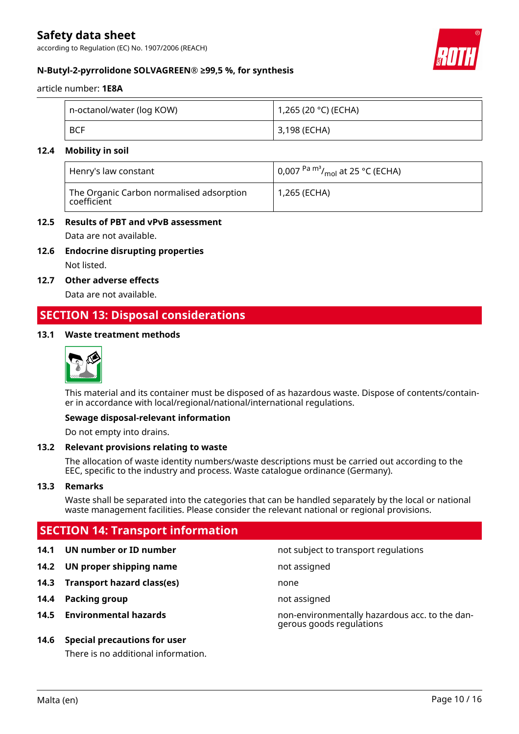| n-octanol/water (log KOW) | 1,265 (20 °C) (ECHA) |
|---|---|
| BCF | 3,198 (ECHA) |

### 12.4 Mobility in soil

| Henry's law constant | 0,007 $^{\text{Pa m}^3}/_{\text{mol}}$ at 25 °C (ECHA) |
|---|---|
| The Organic Carbon normalised adsorption coefficient | 1,265 (ECHA) |

### 12.5 Results of PBT and vPvB assessment

Data are not available.

### 12.6 Endocrine disrupting properties

Not listed.

### 12.7 Other adverse effects

Data are not available.

## SECTION 13: Disposal considerations

### 13.1 Waste treatment methods

This material and its container must be disposed of as hazardous waste. Dispose of contents/container in accordance with local/regional/national/international regulations.

**Sewage disposal-relevant information**

Do not empty into drains.

### 13.2 Relevant provisions relating to waste

The allocation of waste identity numbers/waste descriptions must be carried out according to the EEC, specific to the industry and process. Waste catalogue ordinance (Germany).

### 13.3 Remarks

Waste shall be separated into the categories that can be handled separately by the local or national waste management facilities. Please consider the relevant national or regional provisions.

## SECTION 14: Transport information

| | |
|---|---|
| **14.1 UN number or ID number** | not subject to transport regulations |
| **14.2 UN proper shipping name** | not assigned |
| **14.3 Transport hazard class(es)** | none |
| **14.4 Packing group** | not assigned |
| **14.5 Environmental hazards** | non-environmentally hazardous acc. to the dangerous goods regulations |

### 14.6 Special precautions for user

There is no additional information.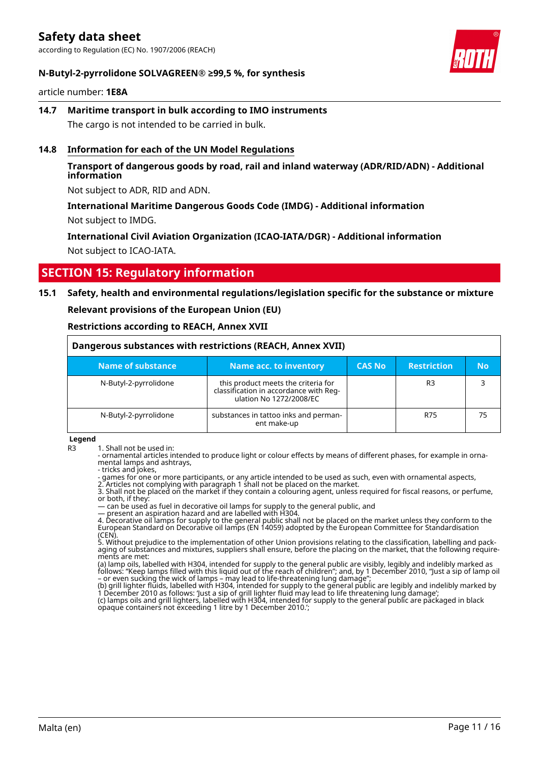### 14.7 Maritime transport in bulk according to IMO instruments

The cargo is not intended to be carried in bulk.

### 14.8 Information for each of the UN Model Regulations

**Transport of dangerous goods by road, rail and inland waterway (ADR/RID/ADN) - Additional information**

Not subject to ADR, RID and ADN.

**International Maritime Dangerous Goods Code (IMDG) - Additional information**

Not subject to IMDG.

**International Civil Aviation Organization (ICAO-IATA/DGR) - Additional information**

Not subject to ICAO-IATA.

## SECTION 15: Regulatory information

### 15.1 Safety, health and environmental regulations/legislation specific for the substance or mixture

**Relevant provisions of the European Union (EU)**

**Restrictions according to REACH, Annex XVII**

| Dangerous substances with restrictions (REACH, Annex XVII) | | | | |
|---|---|---|---|---|
| Name of substance | Name acc. to inventory | CAS No | Restriction | No |
| N-Butyl-2-pyrrolidone | this product meets the criteria for classification in accordance with Regulation No 1272/2008/EC | | R3 | 3 |
| N-Butyl-2-pyrrolidone | substances in tattoo inks and permanent make-up | | R75 | 75 |

**Legend**

R3 1. Shall not be used in:
- ornamental articles intended to produce light or colour effects by means of different phases, for example in ornamental lamps and ashtrays,
- tricks and jokes,
- games for one or more participants, or any article intended to be used as such, even with ornamental aspects,
2. Articles not complying with paragraph 1 shall not be placed on the market.
3. Shall not be placed on the market if they contain a colouring agent, unless required for fiscal reasons, or perfume, or both, if they:
— can be used as fuel in decorative oil lamps for supply to the general public, and
— present an aspiration hazard and are labelled with H304.
4. Decorative oil lamps for supply to the general public shall not be placed on the market unless they conform to the European Standard on Decorative oil lamps (EN 14059) adopted by the European Committee for Standardisation (CEN).
5. Without prejudice to the implementation of other Union provisions relating to the classification, labelling and packaging of substances and mixtures, suppliers shall ensure, before the placing on the market, that the following requirements are met:
(a) lamp oils, labelled with H304, intended for supply to the general public are visibly, legibly and indelibly marked as follows: "Keep lamps filled with this liquid out of the reach of children"; and, by 1 December 2010, "Just a sip of lamp oil – or even sucking the wick of lamps – may lead to life-threatening lung damage";
(b) grill lighter fluids, labelled with H304, intended for supply to the general public are legibly and indelibly marked by 1 December 2010 as follows: 'Just a sip of grill lighter fluid may lead to life threatening lung damage';
(c) lamps oils and grill lighters, labelled with H304, intended for supply to the general public are packaged in black opaque containers not exceeding 1 litre by 1 December 2010.';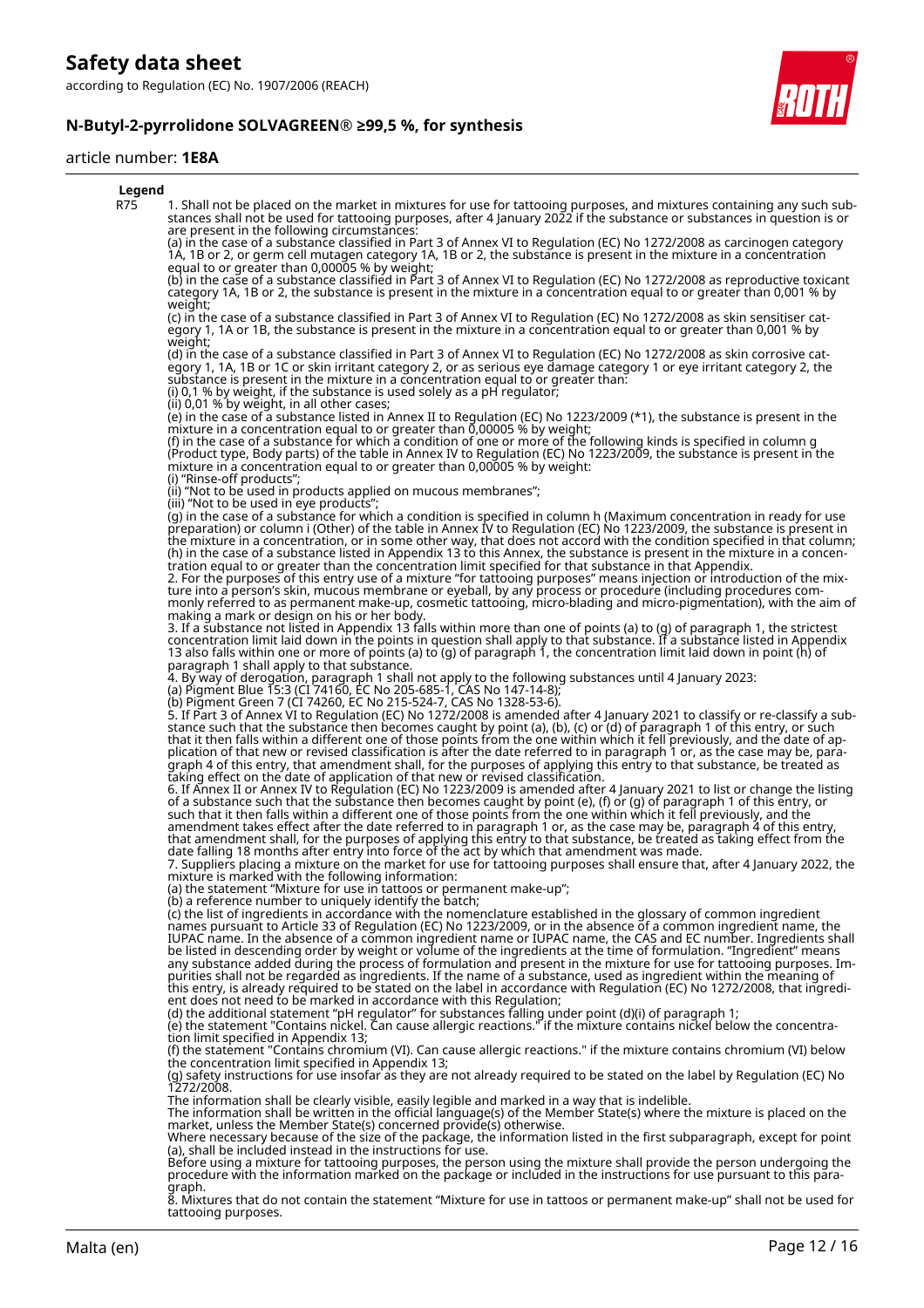**Legend**

| | |
|---|---|
| R75 | 1. Shall not be placed on the market in mixtures for use for tattooing purposes, and mixtures containing any such substances shall not be used for tattooing purposes, after 4 January 2022 if the substance or substances in question is or are present in the following circumstances: (a) in the case of a substance classified in Part 3 of Annex VI to Regulation (EC) No 1272/2008 as carcinogen category 1A, 1B or 2, or germ cell mutagen category 1A, 1B or 2, the substance is present in the mixture in a concentration equal to or greater than 0,00005 % by weight; (b) in the case of a substance classified in Part 3 of Annex VI to Regulation (EC) No 1272/2008 as reproductive toxicant category 1A, 1B or 2, the substance is present in the mixture in a concentration equal to or greater than 0,001 % by weight; (c) in the case of a substance classified in Part 3 of Annex VI to Regulation (EC) No 1272/2008 as skin sensitiser category 1, 1A or 1B, the substance is present in the mixture in a concentration equal to or greater than 0,001 % by weight; (d) in the case of a substance classified in Part 3 of Annex VI to Regulation (EC) No 1272/2008 as skin corrosive category 1, 1A, 1B or 1C or skin irritant category 2, or as serious eye damage category 1 or eye irritant category 2, the substance is present in the mixture in a concentration equal to or greater than: (i) 0,1 % by weight, if the substance is used solely as a pH regulator; (ii) 0,01 % by weight, in all other cases; (e) in the case of a substance listed in Annex II to Regulation (EC) No 1223/2009 (*1), the substance is present in the mixture in a concentration equal to or greater than 0,00005 % by weight; (f) in the case of a substance for which a condition of one or more of the following kinds is specified in column g (Product type, Body parts) of the table in Annex IV to Regulation (EC) No 1223/2009, the substance is present in the mixture in a concentration equal to or greater than 0,00005 % by weight: (i) "Rinse-off products"; (ii) "Not to be used in products applied on mucous membranes"; (iii) "Not to be used in eye products"; (g) in the case of a substance for which a condition is specified in column h (Maximum concentration in ready for use preparation) or column i (Other) of the table in Annex IV to Regulation (EC) No 1223/2009, the substance is present in the mixture in a concentration, or in some other way, that does not accord with the condition specified in that column; (h) in the case of a substance listed in Appendix 13 to this Annex, the substance is present in the mixture in a concentration equal to or greater than the concentration limit specified for that substance in that Appendix. 2. For the purposes of this entry use of a mixture "for tattooing purposes" means injection or introduction of the mixture into a person's skin, mucous membrane or eyeball, by any process or procedure (including procedures commonly referred to as permanent make-up, cosmetic tattooing, micro-blading and micro-pigmentation), with the aim of making a mark or design on his or her body. 3. If a substance not listed in Appendix 13 falls within more than one of points (a) to (g) of paragraph 1, the strictest concentration limit laid down in the points in question shall apply to that substance. If a substance listed in Appendix 13 also falls within one or more of points (a) to (g) of paragraph 1, the concentration limit laid down in point (h) of paragraph 1 shall apply to that substance. 4. By way of derogation, paragraph 1 shall not apply to the following substances until 4 January 2023: (a) Pigment Blue 15:3 (CI 74160, EC No 205-685-1, CAS No 147-14-8); (b) Pigment Green 7 (CI 74260, EC No 215-524-7, CAS No 1328-53-6). 5. If Part 3 of Annex VI to Regulation (EC) No 1272/2008 is amended after 4 January 2021 to classify or re-classify a substance such that the substance then becomes caught by point (a), (b), (c) or (d) of paragraph 1 of this entry, or such that it then falls within a different one of those points from the one within which it fell previously, and the date of application of that new or revised classification is after the date referred to in paragraph 1 or, as the case may be, paragraph 4 of this entry, that amendment shall, for the purposes of applying this entry to that substance, be treated as taking effect on the date of application of that new or revised classification. 6. If Annex II or Annex IV to Regulation (EC) No 1223/2009 is amended after 4 January 2021 to list or change the listing of a substance such that the substance then becomes caught by point (e), (f) or (g) of paragraph 1 of this entry, or such that it then falls within a different one of those points from the one within which it fell previously, and the amendment takes effect after the date referred to in paragraph 1 or, as the case may be, paragraph 4 of this entry, that amendment shall, for the purposes of applying this entry to that substance, be treated as taking effect from the date falling 18 months after entry into force of the act by which that amendment was made. 7. Suppliers placing a mixture on the market for use for tattooing purposes shall ensure that, after 4 January 2022, the mixture is marked with the following information: (a) the statement "Mixture for use in tattoos or permanent make-up"; (b) a reference number to uniquely identify the batch; (c) the list of ingredients in accordance with the nomenclature established in the glossary of common ingredient names pursuant to Article 33 of Regulation (EC) No 1223/2009, or in the absence of a common ingredient name, the IUPAC name. In the absence of a common ingredient name or IUPAC name, the CAS and EC number. Ingredients shall be listed in descending order by weight or volume of the ingredients at the time of formulation. "Ingredient" means any substance added during the process of formulation and present in the mixture for use for tattooing purposes. Impurities shall not be regarded as ingredients. If the name of a substance, used as ingredient within the meaning of this entry, is already required to be stated on the label in accordance with Regulation (EC) No 1272/2008, that ingredient does not need to be marked in accordance with this Regulation; (d) the additional statement "pH regulator" for substances falling under point (d)(i) of paragraph 1; (e) the statement "Contains nickel. Can cause allergic reactions." if the mixture contains nickel below the concentration limit specified in Appendix 13; (f) the statement "Contains chromium (VI). Can cause allergic reactions." if the mixture contains chromium (VI) below the concentration limit specified in Appendix 13; (g) safety instructions for use insofar as they are not already required to be stated on the label by Regulation (EC) No 1272/2008. The information shall be clearly visible, easily legible and marked in a way that is indelible. The information shall be written in the official language(s) of the Member State(s) where the mixture is placed on the market, unless the Member State(s) concerned provide(s) otherwise. Where necessary because of the size of the package, the information listed in the first subparagraph, except for point (a), shall be included instead in the instructions for use. Before using a mixture for tattooing purposes, the person using the mixture shall provide the person undergoing the procedure with the information marked on the package or included in the instructions for use pursuant to this paragraph. 8. Mixtures that do not contain the statement "Mixture for use in tattoos or permanent make-up" shall not be used for tattooing purposes. |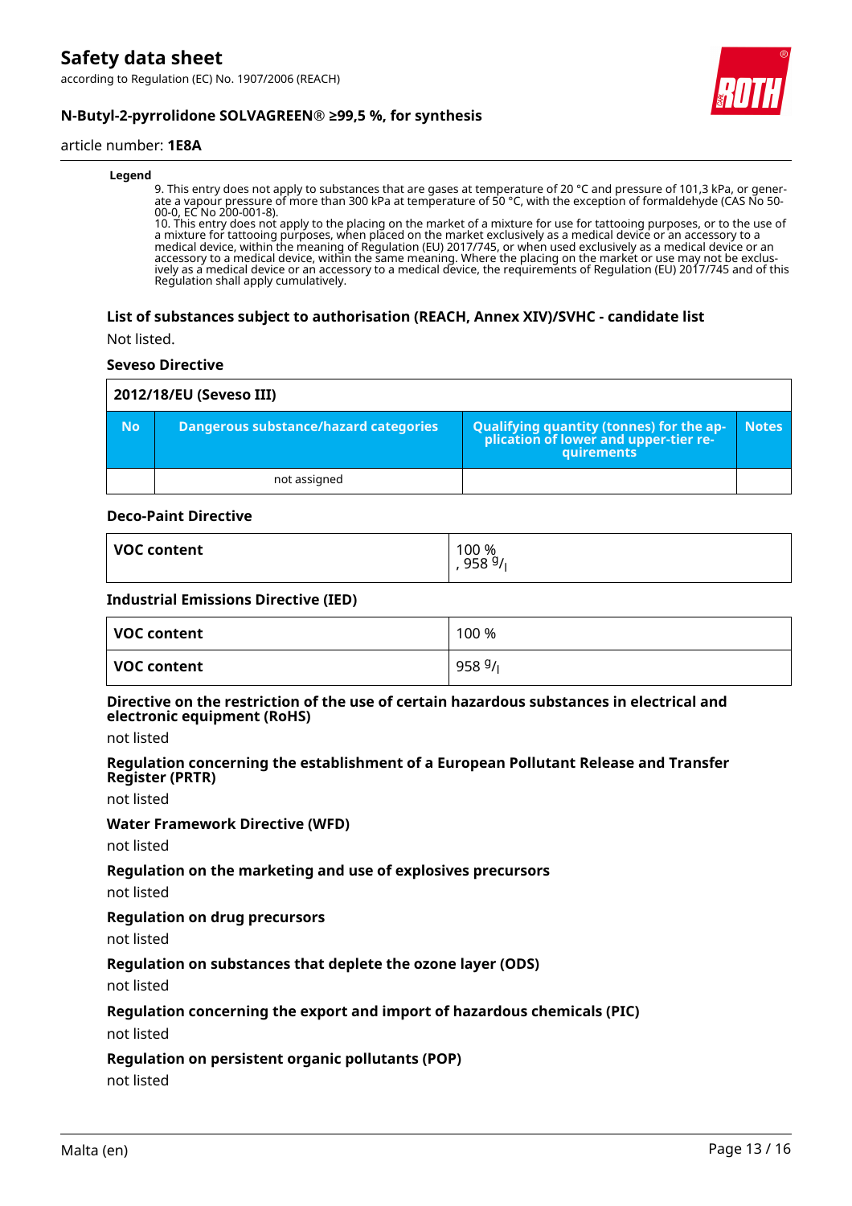**Legend**

9. This entry does not apply to substances that are gases at temperature of 20 °C and pressure of 101,3 kPa, or generate a vapour pressure of more than 300 kPa at temperature of 50 °C, with the exception of formaldehyde (CAS No 50-00-0, EC No 200-001-8).
10. This entry does not apply to the placing on the market of a mixture for use for tattooing purposes, or to the use of a mixture for tattooing purposes, when placed on the market exclusively as a medical device or an accessory to a medical device, within the meaning of Regulation (EU) 2017/745, or when used exclusively as a medical device or an accessory to a medical device, within the same meaning. Where the placing on the market or use may not be exclusively as a medical device or an accessory to a medical device, the requirements of Regulation (EU) 2017/745 and of this Regulation shall apply cumulatively.

### List of substances subject to authorisation (REACH, Annex XIV)/SVHC - candidate list

Not listed.

### Seveso Directive

| 2012/18/EU (Seveso III) | | | |
|---|---|---|---|
| **No** | **Dangerous substance/hazard categories** | **Qualifying quantity (tonnes) for the application of lower and upper-tier requirements** | **Notes** |
| | not assigned | | |

### Deco-Paint Directive

| | |
|---|---|
| **VOC content** | 100 %<br>, 958 g/l |

### Industrial Emissions Directive (IED)

| | |
|---|---|
| **VOC content** | 100 % |
| **VOC content** | 958 g/l |

### Directive on the restriction of the use of certain hazardous substances in electrical and electronic equipment (RoHS)

not listed

### Regulation concerning the establishment of a European Pollutant Release and Transfer Register (PRTR)

not listed

### Water Framework Directive (WFD)

not listed

### Regulation on the marketing and use of explosives precursors

not listed

### Regulation on drug precursors

not listed

### Regulation on substances that deplete the ozone layer (ODS)

not listed

### Regulation concerning the export and import of hazardous chemicals (PIC)

not listed

### Regulation on persistent organic pollutants (POP)

not listed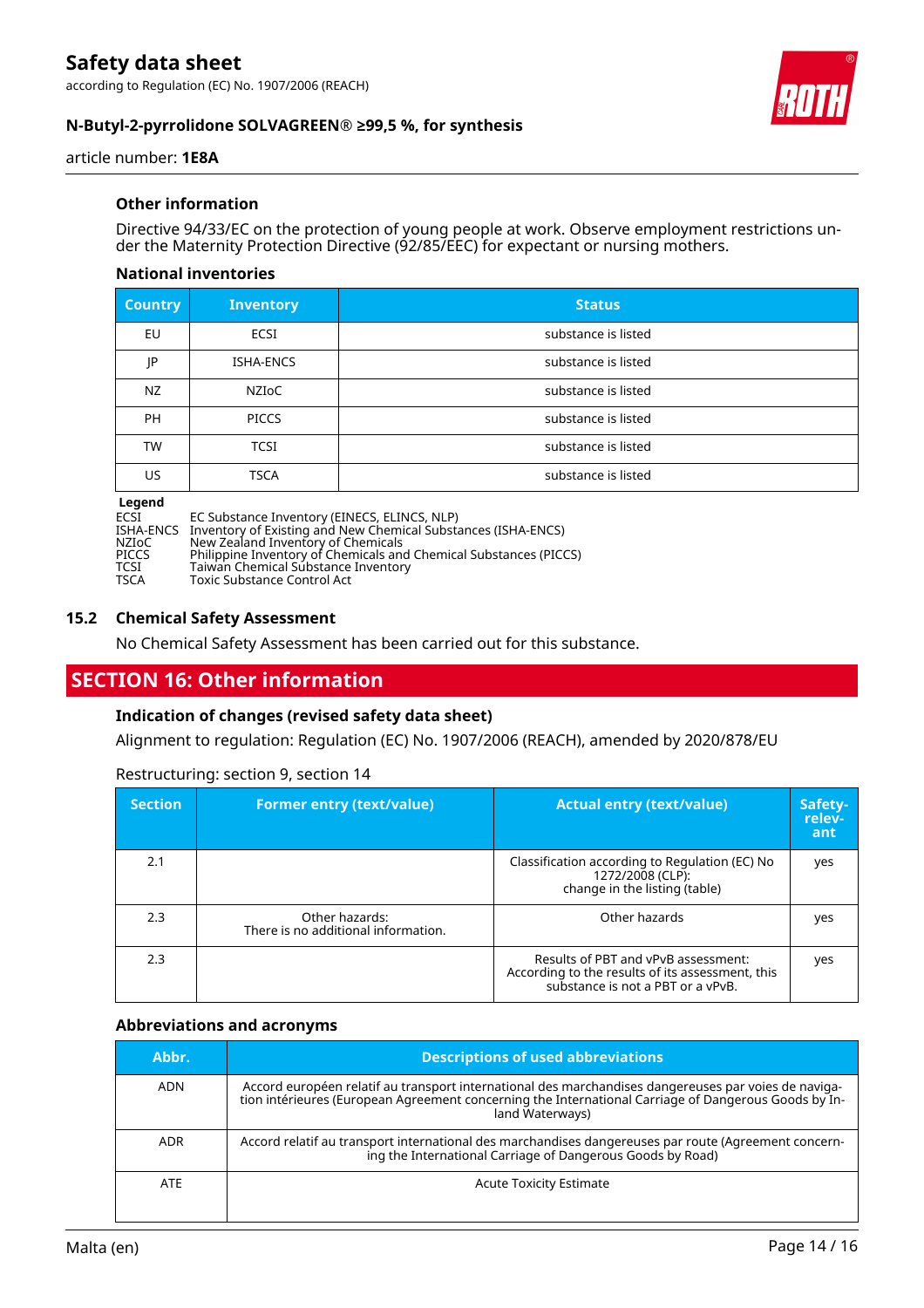### Other information

Directive 94/33/EC on the protection of young people at work. Observe employment restrictions under the Maternity Protection Directive (92/85/EEC) for expectant or nursing mothers.

#### National inventories

| Country | Inventory | Status |
|---|---|---|
| EU | ECSI | substance is listed |
| JP | ISHA-ENCS | substance is listed |
| NZ | NZIoC | substance is listed |
| PH | PICCS | substance is listed |
| TW | TCSI | substance is listed |
| US | TSCA | substance is listed |

**Legend**

| | |
|---|---|
| ECSI | EC Substance Inventory (EINECS, ELINCS, NLP) |
| ISHA-ENCS | Inventory of Existing and New Chemical Substances (ISHA-ENCS) |
| NZIoC | New Zealand Inventory of Chemicals |
| PICCS | Philippine Inventory of Chemicals and Chemical Substances (PICCS) |
| TCSI | Taiwan Chemical Substance Inventory |
| TSCA | Toxic Substance Control Act |

### 15.2 Chemical Safety Assessment

No Chemical Safety Assessment has been carried out for this substance.

## SECTION 16: Other information

### Indication of changes (revised safety data sheet)

Alignment to regulation: Regulation (EC) No. 1907/2006 (REACH), amended by 2020/878/EU

Restructuring: section 9, section 14

| Section | Former entry (text/value) | Actual entry (text/value) | Safety-relevant |
|---|---|---|---|
| 2.1 | | Classification according to Regulation (EC) No 1272/2008 (CLP): change in the listing (table) | yes |
| 2.3 | Other hazards: There is no additional information. | Other hazards | yes |
| 2.3 | | Results of PBT and vPvB assessment: According to the results of its assessment, this substance is not a PBT or a vPvB. | yes |

### Abbreviations and acronyms

| Abbr. | Descriptions of used abbreviations |
|---|---|
| ADN | Accord européen relatif au transport international des marchandises dangereuses par voies de navigation intérieures (European Agreement concerning the International Carriage of Dangerous Goods by Inland Waterways) |
| ADR | Accord relatif au transport international des marchandises dangereuses par route (Agreement concerning the International Carriage of Dangerous Goods by Road) |
| ATE | Acute Toxicity Estimate |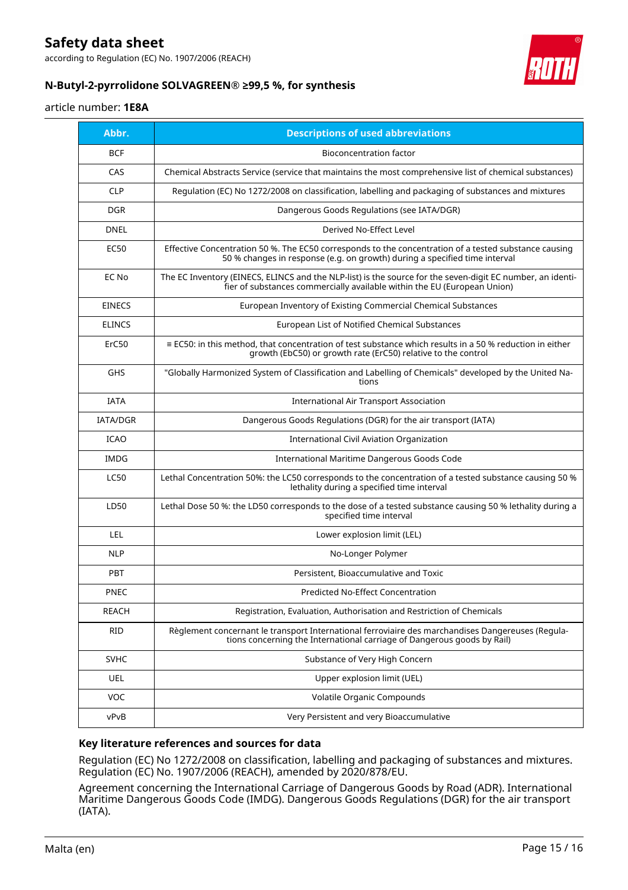| Abbr. | Descriptions of used abbreviations |
|---|---|
| BCF | Bioconcentration factor |
| CAS | Chemical Abstracts Service (service that maintains the most comprehensive list of chemical substances) |
| CLP | Regulation (EC) No 1272/2008 on classification, labelling and packaging of substances and mixtures |
| DGR | Dangerous Goods Regulations (see IATA/DGR) |
| DNEL | Derived No-Effect Level |
| EC50 | Effective Concentration 50 %. The EC50 corresponds to the concentration of a tested substance causing 50 % changes in response (e.g. on growth) during a specified time interval |
| EC No | The EC Inventory (EINECS, ELINCS and the NLP-list) is the source for the seven-digit EC number, an identifier of substances commercially available within the EU (European Union) |
| EINECS | European Inventory of Existing Commercial Chemical Substances |
| ELINCS | European List of Notified Chemical Substances |
| ErC50 | ≡ EC50: in this method, that concentration of test substance which results in a 50 % reduction in either growth (EbC50) or growth rate (ErC50) relative to the control |
| GHS | "Globally Harmonized System of Classification and Labelling of Chemicals" developed by the United Nations |
| IATA | International Air Transport Association |
| IATA/DGR | Dangerous Goods Regulations (DGR) for the air transport (IATA) |
| ICAO | International Civil Aviation Organization |
| IMDG | International Maritime Dangerous Goods Code |
| LC50 | Lethal Concentration 50%: the LC50 corresponds to the concentration of a tested substance causing 50 % lethality during a specified time interval |
| LD50 | Lethal Dose 50 %: the LD50 corresponds to the dose of a tested substance causing 50 % lethality during a specified time interval |
| LEL | Lower explosion limit (LEL) |
| NLP | No-Longer Polymer |
| PBT | Persistent, Bioaccumulative and Toxic |
| PNEC | Predicted No-Effect Concentration |
| REACH | Registration, Evaluation, Authorisation and Restriction of Chemicals |
| RID | Règlement concernant le transport International ferroviaire des marchandises Dangereuses (Regulations concerning the International carriage of Dangerous goods by Rail) |
| SVHC | Substance of Very High Concern |
| UEL | Upper explosion limit (UEL) |
| VOC | Volatile Organic Compounds |
| vPvB | Very Persistent and very Bioaccumulative |

### Key literature references and sources for data

Regulation (EC) No 1272/2008 on classification, labelling and packaging of substances and mixtures. Regulation (EC) No. 1907/2006 (REACH), amended by 2020/878/EU.

Agreement concerning the International Carriage of Dangerous Goods by Road (ADR). International Maritime Dangerous Goods Code (IMDG). Dangerous Goods Regulations (DGR) for the air transport (IATA).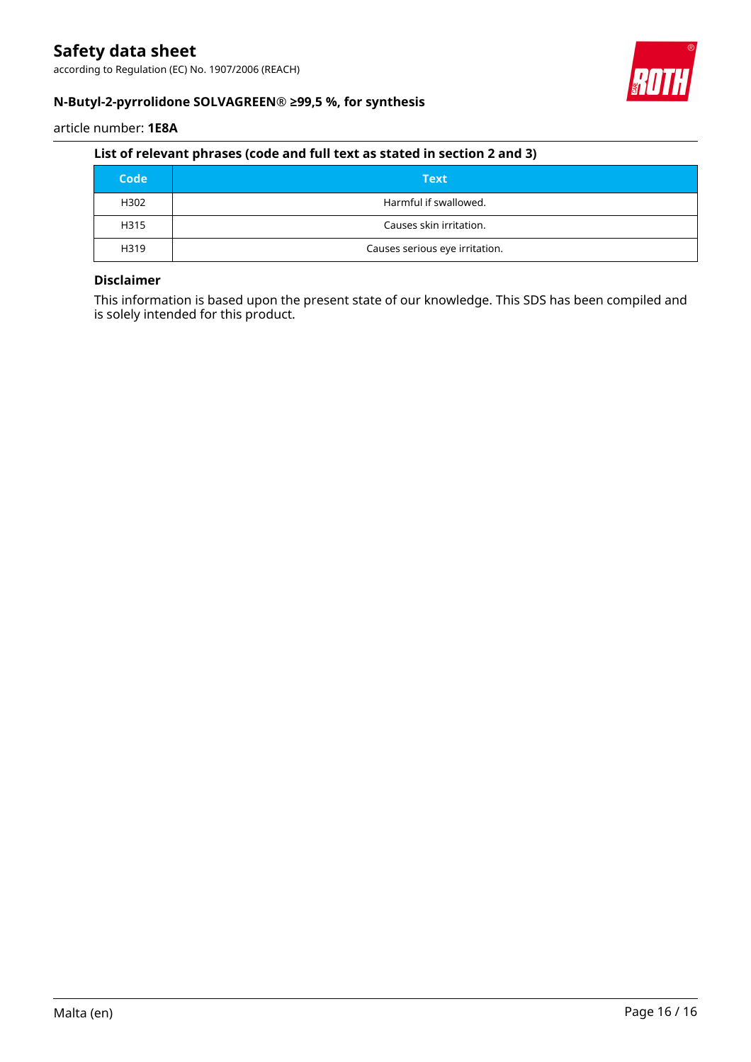### List of relevant phrases (code and full text as stated in section 2 and 3)

| Code | Text |
|---|---|
| H302 | Harmful if swallowed. |
| H315 | Causes skin irritation. |
| H319 | Causes serious eye irritation. |

### Disclaimer

This information is based upon the present state of our knowledge. This SDS has been compiled and is solely intended for this product.